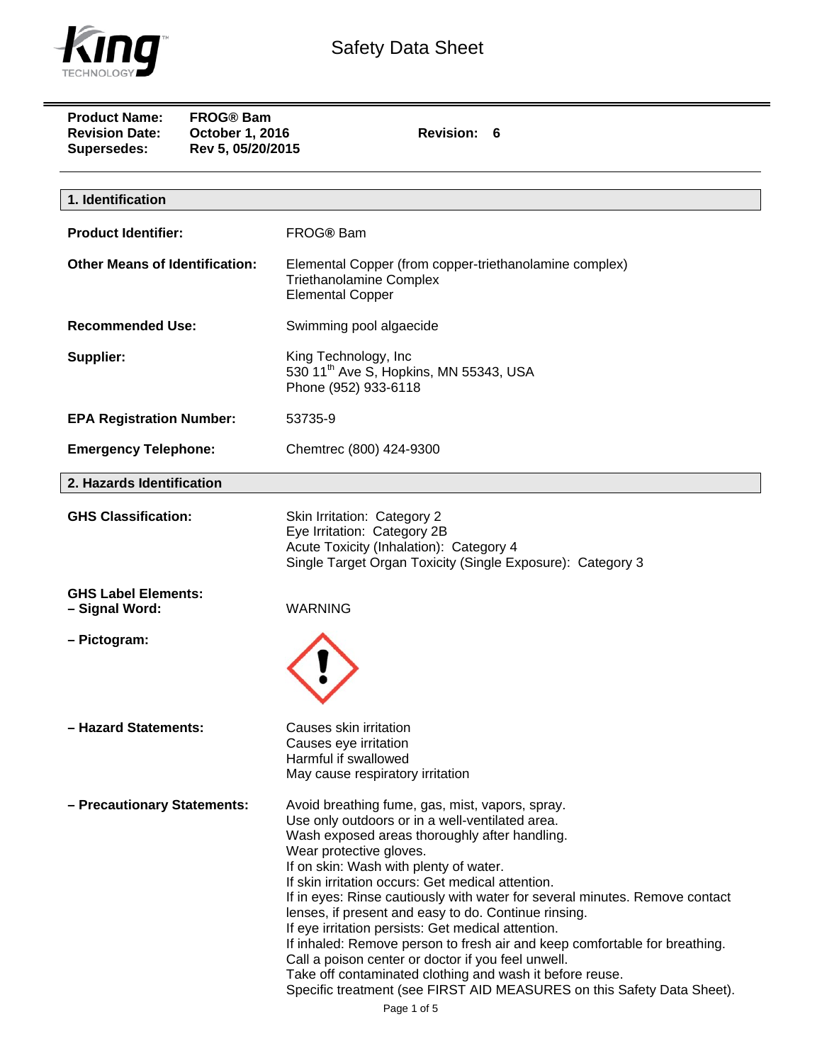# Safety Data Sheet

**Product Name:** FROG® Bam
**Revision Date:** October 1, 2016 **Revision: 6**
**Supersedes:** Rev 5, 05/20/2015

## 1. Identification

**Product Identifier:** FROG® Bam

**Other Means of Identification:** Elemental Copper (from copper-triethanolamine complex)
Triethanolamine Complex
Elemental Copper

**Recommended Use:** Swimming pool algaecide

**Supplier:** King Technology, Inc
530 11th Ave S, Hopkins, MN 55343, USA
Phone (952) 933-6118

**EPA Registration Number:** 53735-9

**Emergency Telephone:** Chemtrec (800) 424-9300

## 2. Hazards Identification

**GHS Classification:** Skin Irritation: Category 2
Eye Irritation: Category 2B
Acute Toxicity (Inhalation): Category 4
Single Target Organ Toxicity (Single Exposure): Category 3

**GHS Label Elements:**
**– Signal Word:** WARNING

**– Pictogram:**

**– Hazard Statements:** Causes skin irritation
Causes eye irritation
Harmful if swallowed
May cause respiratory irritation

**– Precautionary Statements:** Avoid breathing fume, gas, mist, vapors, spray.
Use only outdoors or in a well-ventilated area.
Wash exposed areas thoroughly after handling.
Wear protective gloves.
If on skin: Wash with plenty of water.
If skin irritation occurs: Get medical attention.
If in eyes: Rinse cautiously with water for several minutes. Remove contact lenses, if present and easy to do. Continue rinsing.
If eye irritation persists: Get medical attention.
If inhaled: Remove person to fresh air and keep comfortable for breathing.
Call a poison center or doctor if you feel unwell.
Take off contaminated clothing and wash it before reuse.
Specific treatment (see FIRST AID MEASURES on this Safety Data Sheet).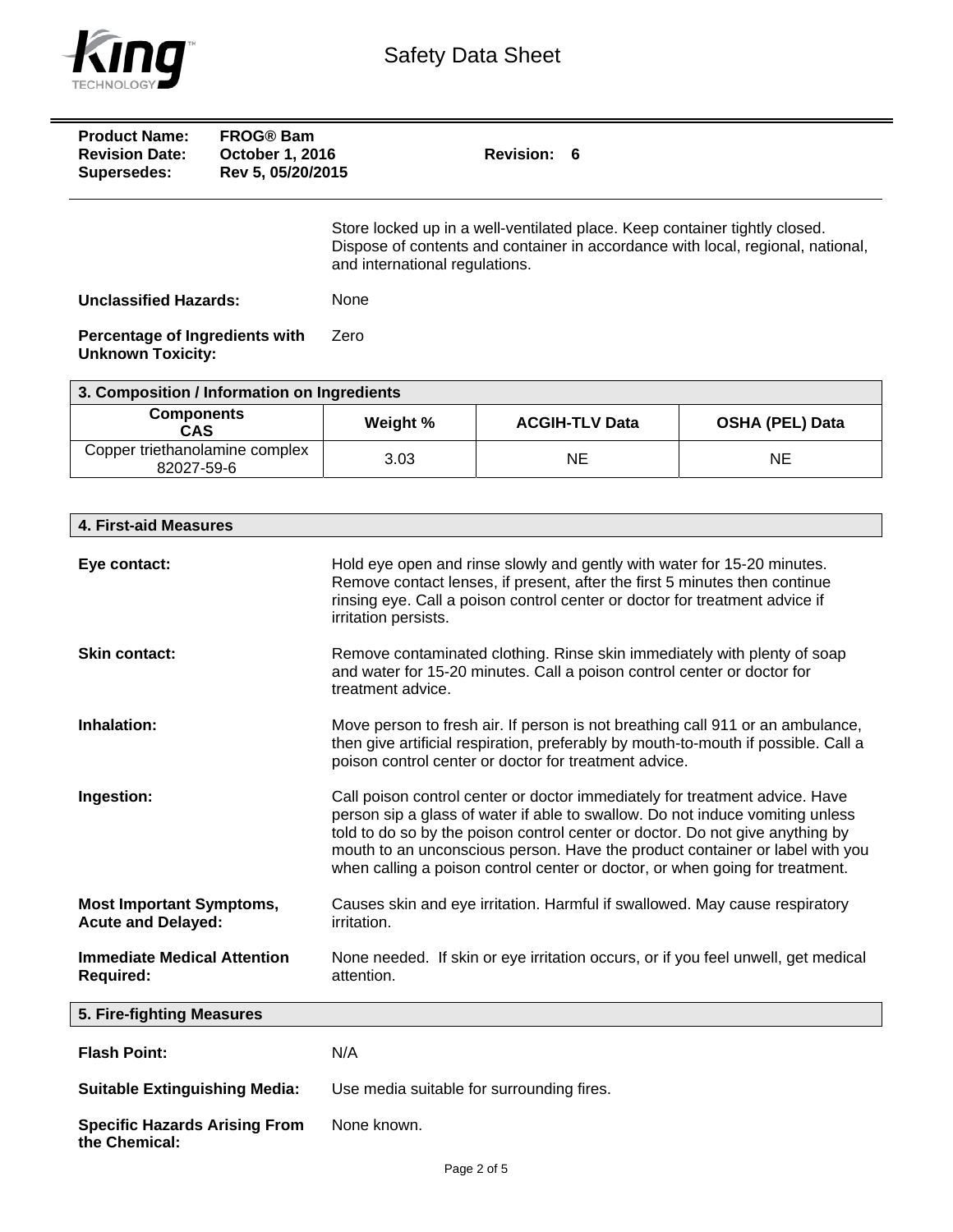**Product Name:** FROG® Bam
**Revision Date:** October 1, 2016 **Revision:** 6
**Supersedes:** Rev 5, 05/20/2015

Store locked up in a well-ventilated place. Keep container tightly closed. Dispose of contents and container in accordance with local, regional, national, and international regulations.

**Unclassified Hazards:** None

**Percentage of Ingredients with Unknown Toxicity:** Zero

## 3. Composition / Information on Ingredients

| Components CAS | Weight % | ACGIH-TLV Data | OSHA (PEL) Data |
|---|---|---|---|
| Copper triethanolamine complex 82027-59-6 | 3.03 | NE | NE |

## 4. First-aid Measures

**Eye contact:** Hold eye open and rinse slowly and gently with water for 15-20 minutes. Remove contact lenses, if present, after the first 5 minutes then continue rinsing eye. Call a poison control center or doctor for treatment advice if irritation persists.

**Skin contact:** Remove contaminated clothing. Rinse skin immediately with plenty of soap and water for 15-20 minutes. Call a poison control center or doctor for treatment advice.

**Inhalation:** Move person to fresh air. If person is not breathing call 911 or an ambulance, then give artificial respiration, preferably by mouth-to-mouth if possible. Call a poison control center or doctor for treatment advice.

**Ingestion:** Call poison control center or doctor immediately for treatment advice. Have person sip a glass of water if able to swallow. Do not induce vomiting unless told to do so by the poison control center or doctor. Do not give anything by mouth to an unconscious person. Have the product container or label with you when calling a poison control center or doctor, or when going for treatment.

**Most Important Symptoms, Acute and Delayed:** Causes skin and eye irritation. Harmful if swallowed. May cause respiratory irritation.

**Immediate Medical Attention Required:** None needed. If skin or eye irritation occurs, or if you feel unwell, get medical attention.

## 5. Fire-fighting Measures

**Flash Point:** N/A

**Suitable Extinguishing Media:** Use media suitable for surrounding fires.

**Specific Hazards Arising From the Chemical:** None known.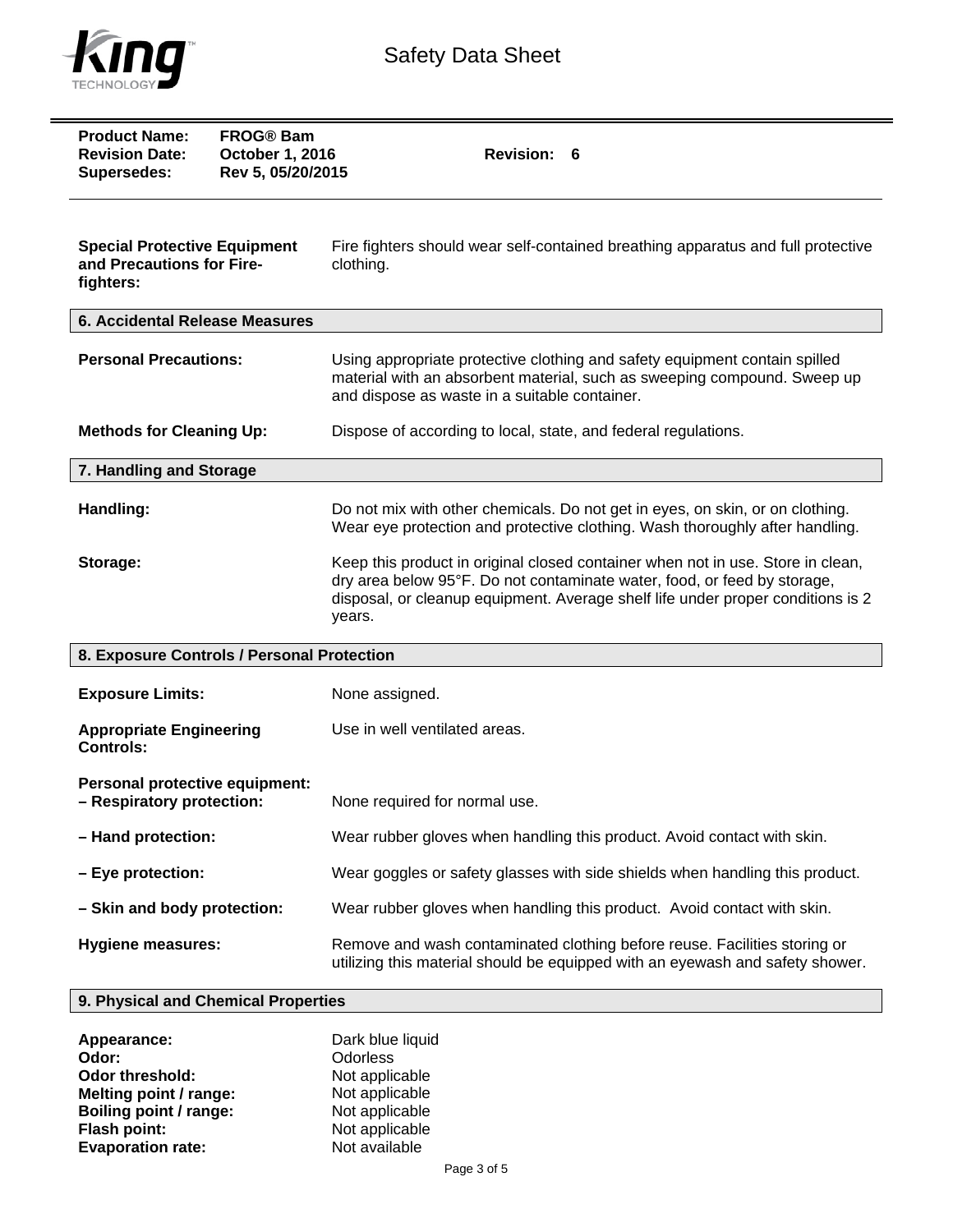**Product Name:** FROG® Bam
**Revision Date:** October 1, 2016 **Revision:** 6
**Supersedes:** Rev 5, 05/20/2015

**Special Protective Equipment and Precautions for Fire-fighters:** Fire fighters should wear self-contained breathing apparatus and full protective clothing.

## 6. Accidental Release Measures

**Personal Precautions:** Using appropriate protective clothing and safety equipment contain spilled material with an absorbent material, such as sweeping compound. Sweep up and dispose as waste in a suitable container.

**Methods for Cleaning Up:** Dispose of according to local, state, and federal regulations.

## 7. Handling and Storage

**Handling:** Do not mix with other chemicals. Do not get in eyes, on skin, or on clothing. Wear eye protection and protective clothing. Wash thoroughly after handling.

**Storage:** Keep this product in original closed container when not in use. Store in clean, dry area below 95°F. Do not contaminate water, food, or feed by storage, disposal, or cleanup equipment. Average shelf life under proper conditions is 2 years.

## 8. Exposure Controls / Personal Protection

**Exposure Limits:** None assigned.

**Appropriate Engineering Controls:** Use in well ventilated areas.

**Personal protective equipment:**

**– Respiratory protection:** None required for normal use.

**– Hand protection:** Wear rubber gloves when handling this product. Avoid contact with skin.

**– Eye protection:** Wear goggles or safety glasses with side shields when handling this product.

**– Skin and body protection:** Wear rubber gloves when handling this product. Avoid contact with skin.

**Hygiene measures:** Remove and wash contaminated clothing before reuse. Facilities storing or utilizing this material should be equipped with an eyewash and safety shower.

## 9. Physical and Chemical Properties

**Appearance:** Dark blue liquid
**Odor:** Odorless
**Odor threshold:** Not applicable
**Melting point / range:** Not applicable
**Boiling point / range:** Not applicable
**Flash point:** Not applicable
**Evaporation rate:** Not available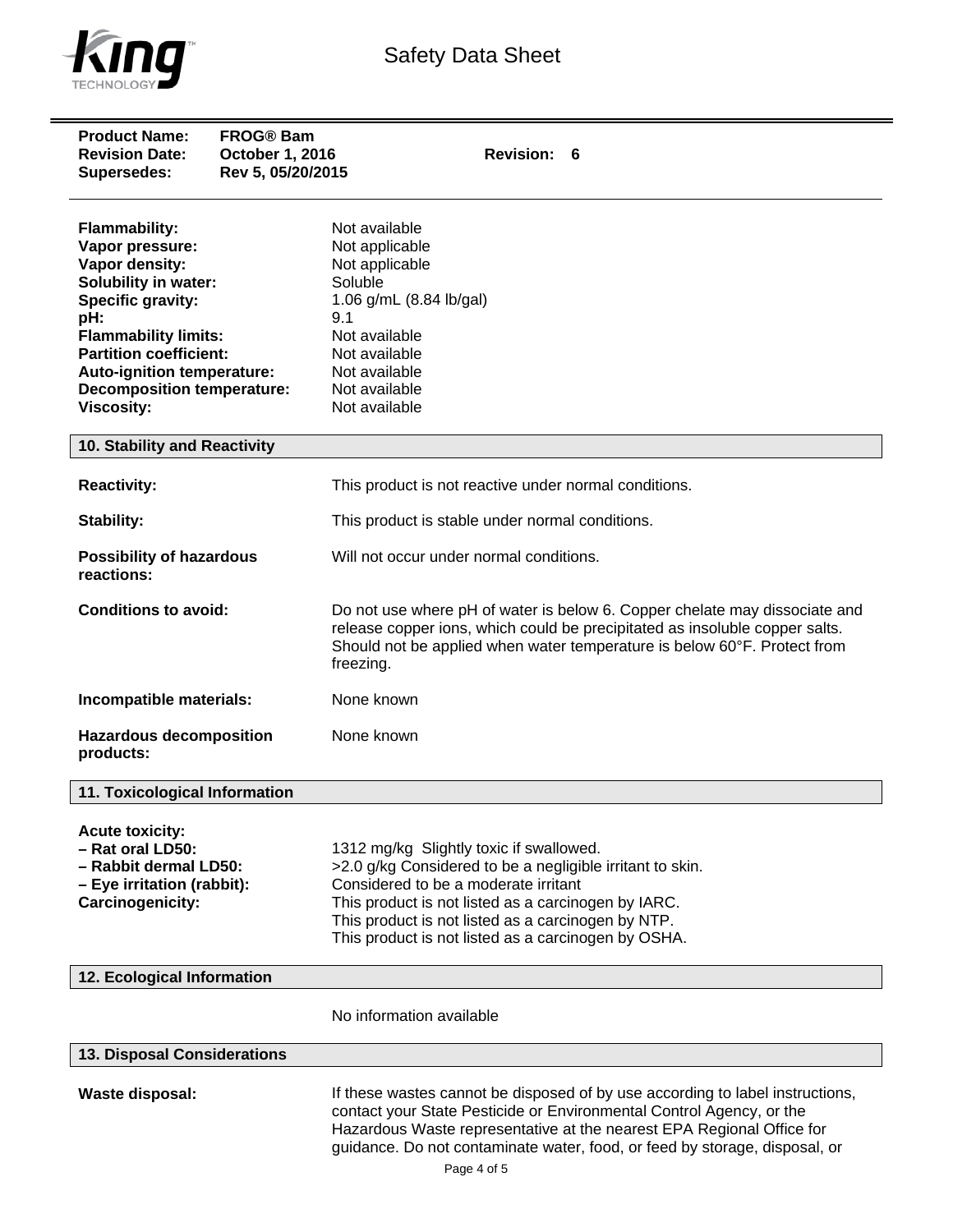**Product Name:** FROG® Bam
**Revision Date:** October 1, 2016 **Revision:** 6
**Supersedes:** Rev 5, 05/20/2015

| | |
|---|---|
| **Flammability:** | Not available |
| **Vapor pressure:** | Not applicable |
| **Vapor density:** | Not applicable |
| **Solubility in water:** | Soluble |
| **Specific gravity:** | 1.06 g/mL (8.84 lb/gal) |
| **pH:** | 9.1 |
| **Flammability limits:** | Not available |
| **Partition coefficient:** | Not available |
| **Auto-ignition temperature:** | Not available |
| **Decomposition temperature:** | Not available |
| **Viscosity:** | Not available |

## 10. Stability and Reactivity

**Reactivity:** This product is not reactive under normal conditions.

**Stability:** This product is stable under normal conditions.

**Possibility of hazardous reactions:** Will not occur under normal conditions.

**Conditions to avoid:** Do not use where pH of water is below 6. Copper chelate may dissociate and release copper ions, which could be precipitated as insoluble copper salts. Should not be applied when water temperature is below 60°F. Protect from freezing.

**Incompatible materials:** None known

**Hazardous decomposition products:** None known

## 11. Toxicological Information

**Acute toxicity:**

**– Rat oral LD50:** 1312 mg/kg Slightly toxic if swallowed.

**– Rabbit dermal LD50:** >2.0 g/kg Considered to be a negligible irritant to skin.

**– Eye irritation (rabbit):** Considered to be a moderate irritant

**Carcinogenicity:** This product is not listed as a carcinogen by IARC.
This product is not listed as a carcinogen by NTP.
This product is not listed as a carcinogen by OSHA.

## 12. Ecological Information

No information available

## 13. Disposal Considerations

**Waste disposal:** If these wastes cannot be disposed of by use according to label instructions, contact your State Pesticide or Environmental Control Agency, or the Hazardous Waste representative at the nearest EPA Regional Office for guidance. Do not contaminate water, food, or feed by storage, disposal, or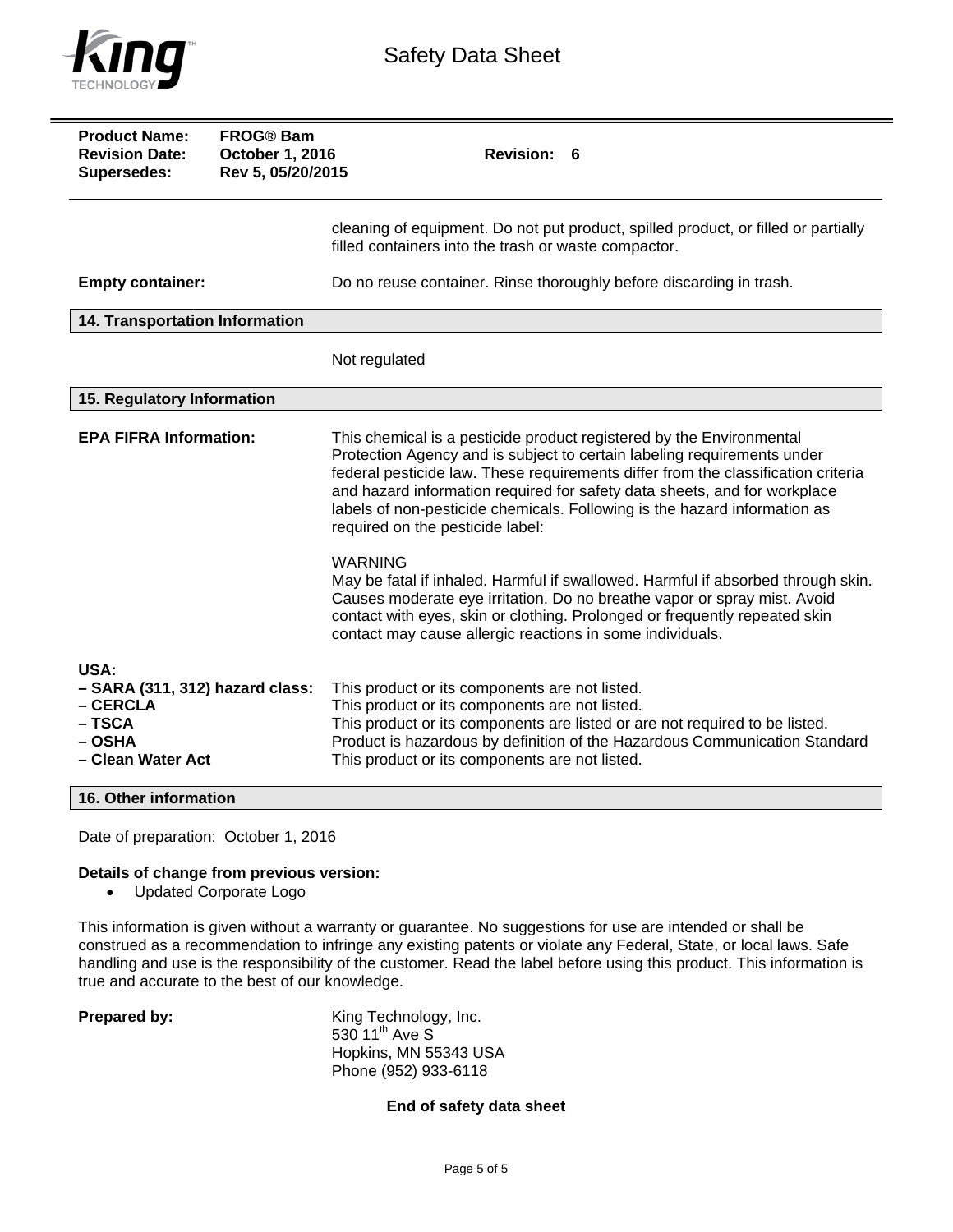cleaning of equipment. Do not put product, spilled product, or filled or partially filled containers into the trash or waste compactor.

**Empty container:** Do no reuse container. Rinse thoroughly before discarding in trash.

## 14. Transportation Information

Not regulated

## 15. Regulatory Information

**EPA FIFRA Information:** This chemical is a pesticide product registered by the Environmental Protection Agency and is subject to certain labeling requirements under federal pesticide law. These requirements differ from the classification criteria and hazard information required for safety data sheets, and for workplace labels of non-pesticide chemicals. Following is the hazard information as required on the pesticide label:

WARNING
May be fatal if inhaled. Harmful if swallowed. Harmful if absorbed through skin. Causes moderate eye irritation. Do no breathe vapor or spray mist. Avoid contact with eyes, skin or clothing. Prolonged or frequently repeated skin contact may cause allergic reactions in some individuals.

**USA:**

| | |
|---|---|
| **– SARA (311, 312) hazard class:** | This product or its components are not listed. |
| **– CERCLA** | This product or its components are not listed. |
| **– TSCA** | This product or its components are listed or are not required to be listed. |
| **– OSHA** | Product is hazardous by definition of the Hazardous Communication Standard |
| **– Clean Water Act** | This product or its components are not listed. |

## 16. Other information

Date of preparation: October 1, 2016

**Details of change from previous version:**

- Updated Corporate Logo

This information is given without a warranty or guarantee. No suggestions for use are intended or shall be construed as a recommendation to infringe any existing patents or violate any Federal, State, or local laws. Safe handling and use is the responsibility of the customer. Read the label before using this product. This information is true and accurate to the best of our knowledge.

**Prepared by:**
King Technology, Inc.
530 11th Ave S
Hopkins, MN 55343 USA
Phone (952) 933-6118

**End of safety data sheet**